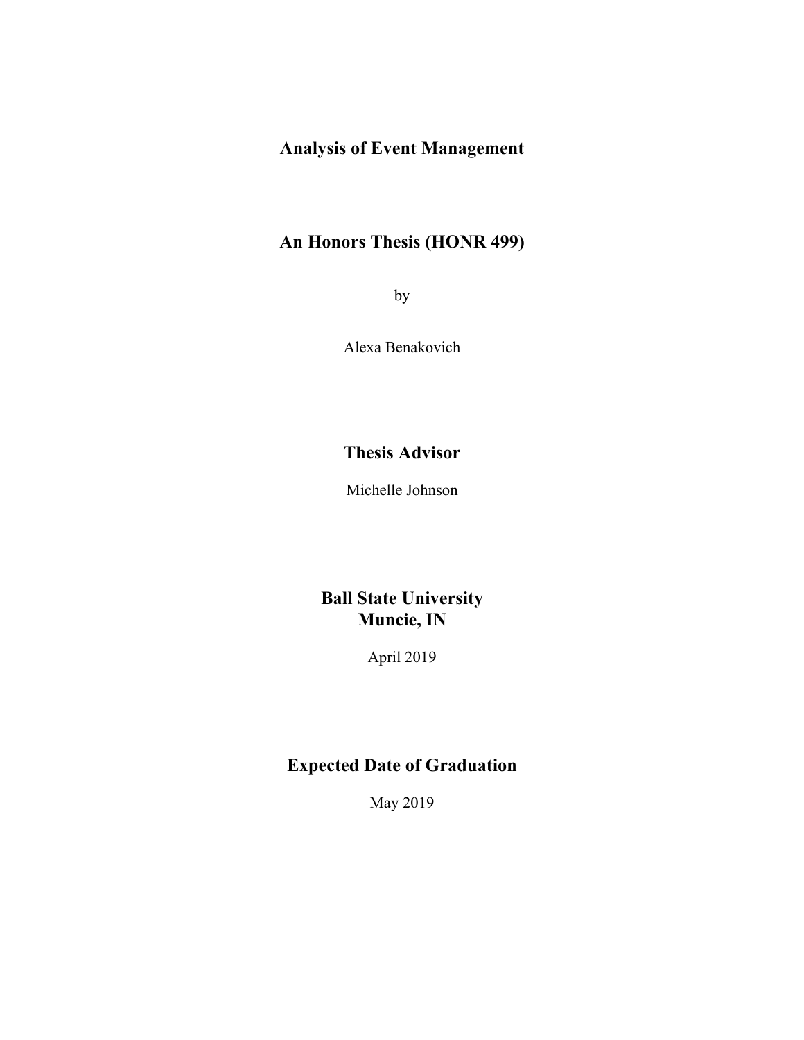# Analysis of Event Management

## An Honors Thesis (HONR 499)

by

Alexa Benakovich

## Thesis Advisor

Michelle Johnson

## Ball State University
## Muncie, IN

April 2019

## Expected Date of Graduation

May 2019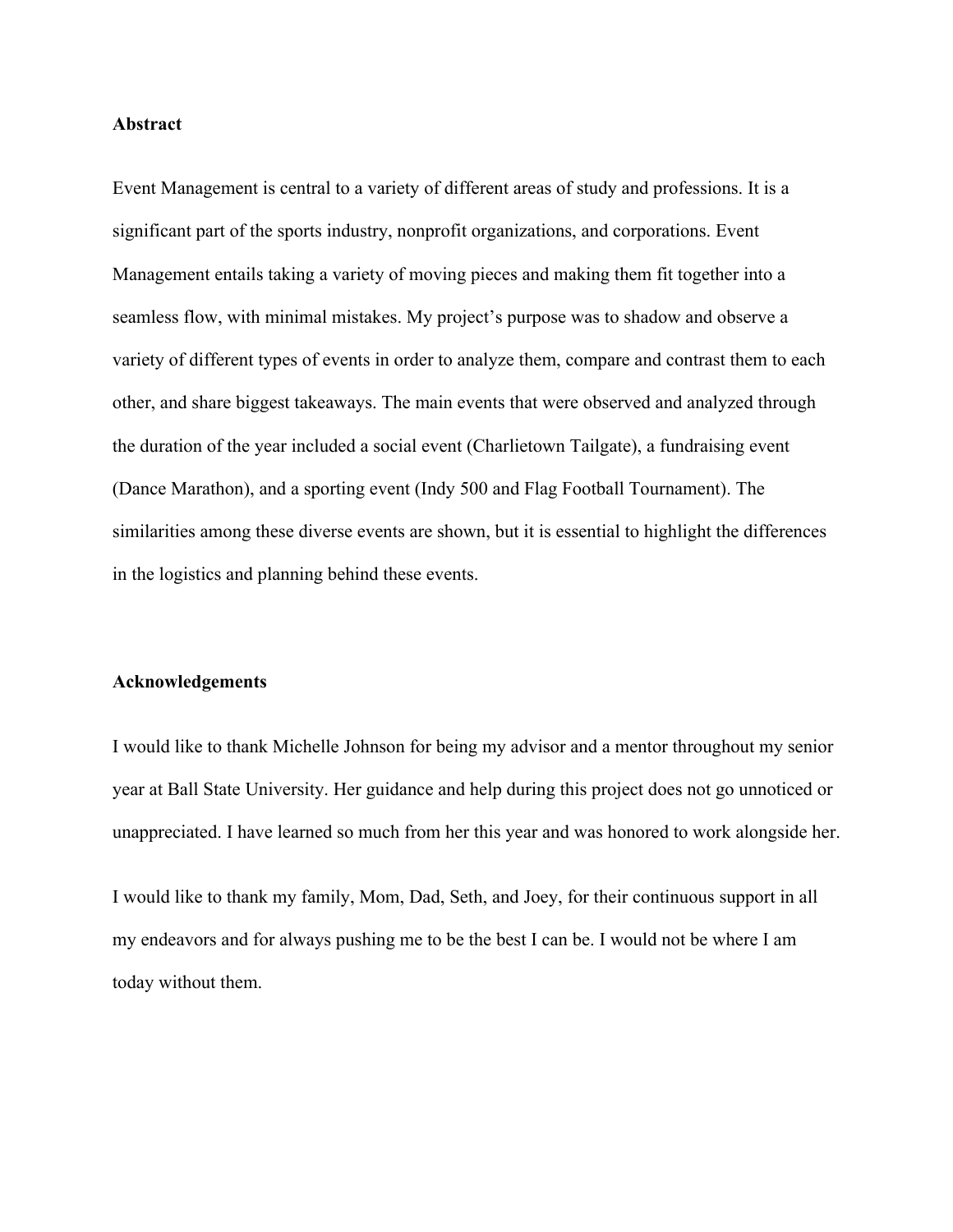**Abstract**

Event Management is central to a variety of different areas of study and professions. It is a significant part of the sports industry, nonprofit organizations, and corporations. Event Management entails taking a variety of moving pieces and making them fit together into a seamless flow, with minimal mistakes. My project's purpose was to shadow and observe a variety of different types of events in order to analyze them, compare and contrast them to each other, and share biggest takeaways. The main events that were observed and analyzed through the duration of the year included a social event (Charlietown Tailgate), a fundraising event (Dance Marathon), and a sporting event (Indy 500 and Flag Football Tournament). The similarities among these diverse events are shown, but it is essential to highlight the differences in the logistics and planning behind these events.

**Acknowledgements**

I would like to thank Michelle Johnson for being my advisor and a mentor throughout my senior year at Ball State University. Her guidance and help during this project does not go unnoticed or unappreciated. I have learned so much from her this year and was honored to work alongside her.

I would like to thank my family, Mom, Dad, Seth, and Joey, for their continuous support in all my endeavors and for always pushing me to be the best I can be. I would not be where I am today without them.